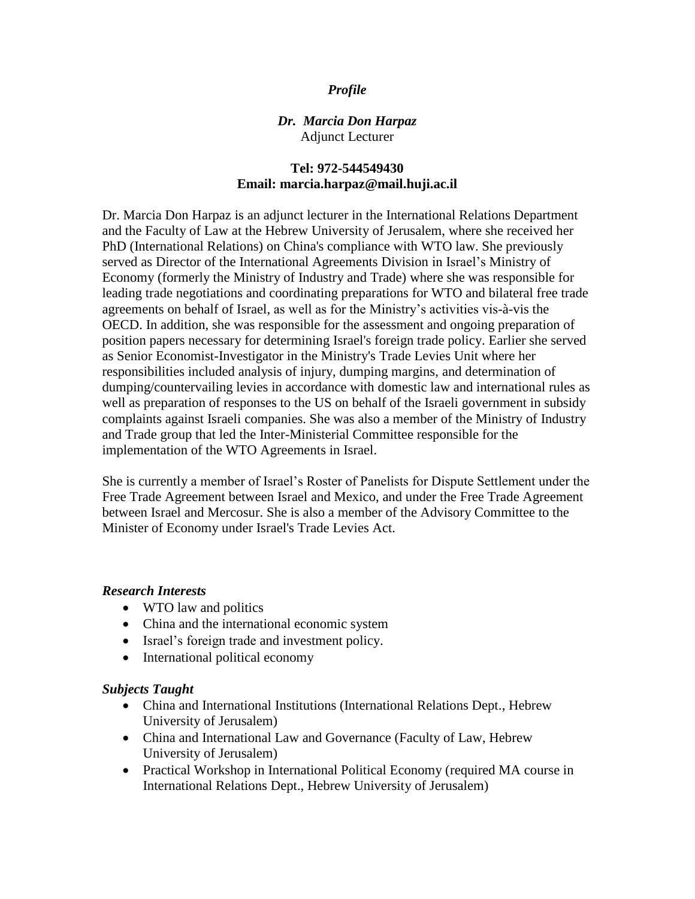*Profile*

***Dr. Marcia Don Harpaz***
Adjunct Lecturer

**Tel: 972-544549430**
**Email: marcia.harpaz@mail.huji.ac.il**

Dr. Marcia Don Harpaz is an adjunct lecturer in the International Relations Department and the Faculty of Law at the Hebrew University of Jerusalem, where she received her PhD (International Relations) on China's compliance with WTO law. She previously served as Director of the International Agreements Division in Israel's Ministry of Economy (formerly the Ministry of Industry and Trade) where she was responsible for leading trade negotiations and coordinating preparations for WTO and bilateral free trade agreements on behalf of Israel, as well as for the Ministry's activities vis-à-vis the OECD. In addition, she was responsible for the assessment and ongoing preparation of position papers necessary for determining Israel's foreign trade policy. Earlier she served as Senior Economist-Investigator in the Ministry's Trade Levies Unit where her responsibilities included analysis of injury, dumping margins, and determination of dumping/countervailing levies in accordance with domestic law and international rules as well as preparation of responses to the US on behalf of the Israeli government in subsidy complaints against Israeli companies. She was also a member of the Ministry of Industry and Trade group that led the Inter-Ministerial Committee responsible for the implementation of the WTO Agreements in Israel.

She is currently a member of Israel's Roster of Panelists for Dispute Settlement under the Free Trade Agreement between Israel and Mexico, and under the Free Trade Agreement between Israel and Mercosur. She is also a member of the Advisory Committee to the Minister of Economy under Israel's Trade Levies Act.

***Research Interests***

- WTO law and politics
- China and the international economic system
- Israel's foreign trade and investment policy.
- International political economy

***Subjects Taught***

- China and International Institutions (International Relations Dept., Hebrew University of Jerusalem)
- China and International Law and Governance (Faculty of Law, Hebrew University of Jerusalem)
- Practical Workshop in International Political Economy (required MA course in International Relations Dept., Hebrew University of Jerusalem)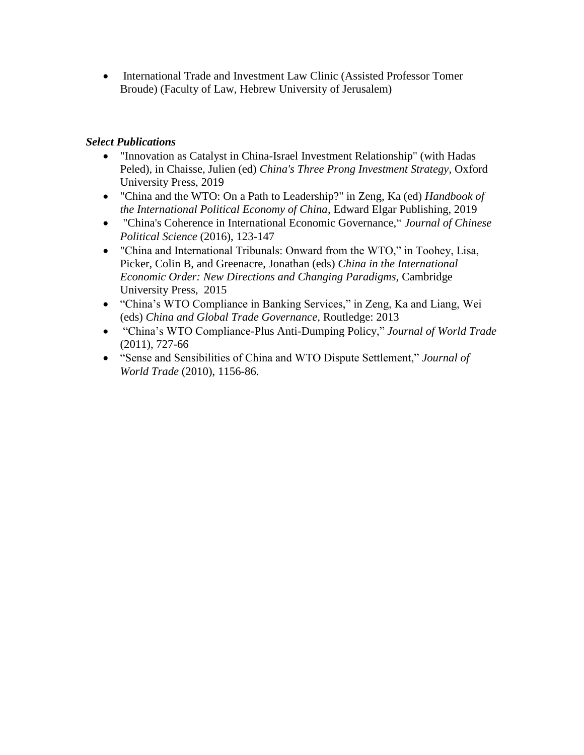- International Trade and Investment Law Clinic (Assisted Professor Tomer Broude) (Faculty of Law, Hebrew University of Jerusalem)

***Select Publications***

- "Innovation as Catalyst in China-Israel Investment Relationship" (with Hadas Peled), in Chaisse, Julien (ed) *China's Three Prong Investment Strategy*, Oxford University Press, 2019
- "China and the WTO: On a Path to Leadership?" in Zeng, Ka (ed) *Handbook of the International Political Economy of China*, Edward Elgar Publishing, 2019
- "China's Coherence in International Economic Governance," *Journal of Chinese Political Science* (2016), 123-147
- "China and International Tribunals: Onward from the WTO," in Toohey, Lisa, Picker, Colin B, and Greenacre, Jonathan (eds) *China in the International Economic Order: New Directions and Changing Paradigms*, Cambridge University Press, 2015
- "China's WTO Compliance in Banking Services," in Zeng, Ka and Liang, Wei (eds) *China and Global Trade Governance,* Routledge: 2013
- "China's WTO Compliance-Plus Anti-Dumping Policy," *Journal of World Trade* (2011), 727-66
- "Sense and Sensibilities of China and WTO Dispute Settlement," *Journal of World Trade* (2010), 1156-86.